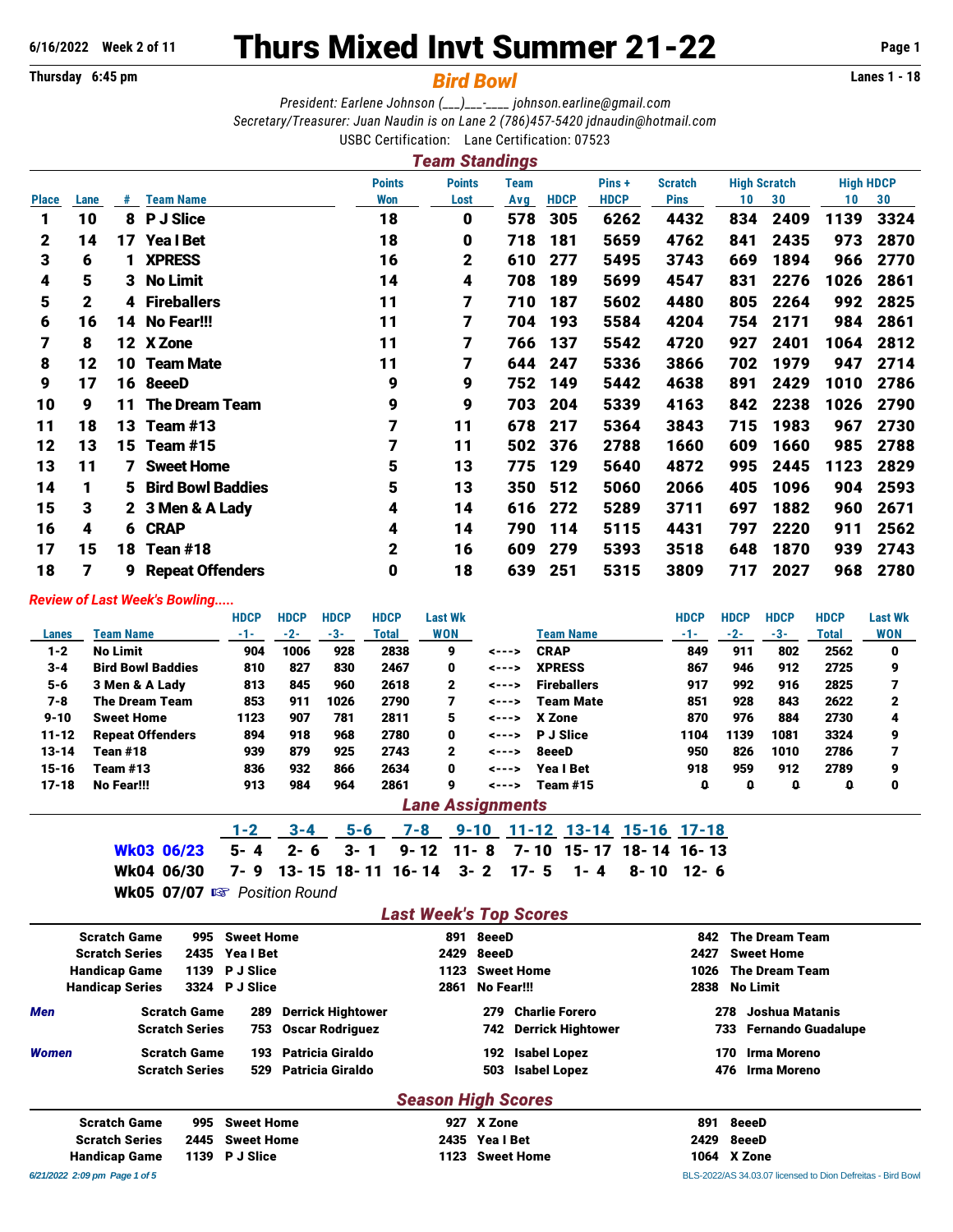6/16/2022 Week 2 of 11

# Thurs Mixed Invt Summer 21-22

Thursday 6:45 pm

## Bird Bowl

Lanes 1 - 18

*President: Earlene Johnson (___)___-____ johnson.earline@gmail.com*
*Secretary/Treasurer: Juan Naudin is on Lane 2 (786)457-5420 jdnaudin@hotmail.com*
USBC Certification: Lane Certification: 07523

## Team Standings

| Place | Lane | # | Team Name | Points Won | Points Lost | Team Avg | HDCP | Pins + HDCP | Scratch Pins | High Scratch 10 | High Scratch 30 | High HDCP 10 | High HDCP 30 |
|---|---|---|---|---|---|---|---|---|---|---|---|---|---|
| 1 | 10 | 8 | P J Slice | 18 | 0 | 578 | 305 | 6262 | 4432 | 834 | 2409 | 1139 | 3324 |
| 2 | 14 | 17 | Yea I Bet | 18 | 0 | 718 | 181 | 5659 | 4762 | 841 | 2435 | 973 | 2870 |
| 3 | 6 | 1 | XPRESS | 16 | 2 | 610 | 277 | 5495 | 3743 | 669 | 1894 | 966 | 2770 |
| 4 | 5 | 3 | No Limit | 14 | 4 | 708 | 189 | 5699 | 4547 | 831 | 2276 | 1026 | 2861 |
| 5 | 2 | 4 | Fireballers | 11 | 7 | 710 | 187 | 5602 | 4480 | 805 | 2264 | 992 | 2825 |
| 6 | 16 | 14 | No Fear!!! | 11 | 7 | 704 | 193 | 5584 | 4204 | 754 | 2171 | 984 | 2861 |
| 7 | 8 | 12 | X Zone | 11 | 7 | 766 | 137 | 5542 | 4720 | 927 | 2401 | 1064 | 2812 |
| 8 | 12 | 10 | Team Mate | 11 | 7 | 644 | 247 | 5336 | 3866 | 702 | 1979 | 947 | 2714 |
| 9 | 17 | 16 | 8eeeD | 9 | 9 | 752 | 149 | 5442 | 4638 | 891 | 2429 | 1010 | 2786 |
| 10 | 9 | 11 | The Dream Team | 9 | 9 | 703 | 204 | 5339 | 4163 | 842 | 2238 | 1026 | 2790 |
| 11 | 18 | 13 | Team #13 | 7 | 11 | 678 | 217 | 5364 | 3843 | 715 | 1983 | 967 | 2730 |
| 12 | 13 | 15 | Team #15 | 7 | 11 | 502 | 376 | 2788 | 1660 | 609 | 1660 | 985 | 2788 |
| 13 | 11 | 7 | Sweet Home | 5 | 13 | 775 | 129 | 5640 | 4872 | 995 | 2445 | 1123 | 2829 |
| 14 | 1 | 5 | Bird Bowl Baddies | 5 | 13 | 350 | 512 | 5060 | 2066 | 405 | 1096 | 904 | 2593 |
| 15 | 3 | 2 | 3 Men & A Lady | 4 | 14 | 616 | 272 | 5289 | 3711 | 697 | 1882 | 960 | 2671 |
| 16 | 4 | 6 | CRAP | 4 | 14 | 790 | 114 | 5115 | 4431 | 797 | 2220 | 911 | 2562 |
| 17 | 15 | 18 | Tean #18 | 2 | 16 | 609 | 279 | 5393 | 3518 | 648 | 1870 | 939 | 2743 |
| 18 | 7 | 9 | Repeat Offenders | 0 | 18 | 639 | 251 | 5315 | 3809 | 717 | 2027 | 968 | 2780 |

*Review of Last Week's Bowling.....*

| Lanes | Team Name | HDCP -1- | HDCP -2- | HDCP -3- | HDCP Total | Last Wk WON | | Team Name | HDCP -1- | HDCP -2- | HDCP -3- | HDCP Total | Last Wk WON |
|---|---|---|---|---|---|---|---|---|---|---|---|---|---|
| 1-2 | No Limit | 904 | 1006 | 928 | 2838 | 9 | <---> | CRAP | 849 | 911 | 802 | 2562 | 0 |
| 3-4 | Bird Bowl Baddies | 810 | 827 | 830 | 2467 | 0 | <---> | XPRESS | 867 | 946 | 912 | 2725 | 9 |
| 5-6 | 3 Men & A Lady | 813 | 845 | 960 | 2618 | 2 | <---> | Fireballers | 917 | 992 | 916 | 2825 | 7 |
| 7-8 | The Dream Team | 853 | 911 | 1026 | 2790 | 7 | <---> | Team Mate | 851 | 928 | 843 | 2622 | 2 |
| 9-10 | Sweet Home | 1123 | 907 | 781 | 2811 | 5 | <---> | X Zone | 870 | 976 | 884 | 2730 | 4 |
| 11-12 | Repeat Offenders | 894 | 918 | 968 | 2780 | 0 | <---> | P J Slice | 1104 | 1139 | 1081 | 3324 | 9 |
| 13-14 | Tean #18 | 939 | 879 | 925 | 2743 | 2 | <---> | 8eeeD | 950 | 826 | 1010 | 2786 | 7 |
| 15-16 | Team #13 | 836 | 932 | 866 | 2634 | 0 | <---> | Yea I Bet | 918 | 959 | 912 | 2789 | 9 |
| 17-18 | No Fear!!! | 913 | 984 | 964 | 2861 | 9 | <---> | Team #15 | 0 | 0 | 0 | 0 | 0 |

## Lane Assignments

| | 1-2 | 3-4 | 5-6 | 7-8 | 9-10 | 11-12 | 13-14 | 15-16 | 17-18 |
|---|---|---|---|---|---|---|---|---|---|
| Wk03 06/23 | 5- 4 | 2- 6 | 3- 1 | 9- 12 | 11- 8 | 7- 10 | 15- 17 | 18- 14 | 16- 13 |
| Wk04 06/30 | 7- 9 | 13- 15 | 18- 11 | 16- 14 | 3- 2 | 17- 5 | 1- 4 | 8- 10 | 12- 6 |
| Wk05 07/07 | ☞ *Position Round* | | | | | | | | |

## Last Week's Top Scores

| | | | | | | |
|---|---|---|---|---|---|---|
| Scratch Game | 995 | Sweet Home | 891 | 8eeeD | 842 | The Dream Team |
| Scratch Series | 2435 | Yea I Bet | 2429 | 8eeeD | 2427 | Sweet Home |
| Handicap Game | 1139 | P J Slice | 1123 | Sweet Home | 1026 | The Dream Team |
| Handicap Series | 3324 | P J Slice | 2861 | No Fear!!! | 2838 | No Limit |

| | | | | | | | |
|---|---|---|---|---|---|---|---|
| *Men* | Scratch Game | 289 | Derrick Hightower | 279 | Charlie Forero | 278 | Joshua Matanis |
| | Scratch Series | 753 | Oscar Rodriguez | 742 | Derrick Hightower | 733 | Fernando Guadalupe |
| *Women* | Scratch Game | 193 | Patricia Giraldo | 192 | Isabel Lopez | 170 | Irma Moreno |
| | Scratch Series | 529 | Patricia Giraldo | 503 | Isabel Lopez | 476 | Irma Moreno |

## Season High Scores

| | | | | | | |
|---|---|---|---|---|---|---|
| Scratch Game | 995 | Sweet Home | 927 | X Zone | 891 | 8eeeD |
| Scratch Series | 2445 | Sweet Home | 2435 | Yea I Bet | 2429 | 8eeeD |
| Handicap Game | 1139 | P J Slice | 1123 | Sweet Home | 1064 | X Zone |

*6/21/2022 2:09 pm* BLS-2022/AS 34.03.07 licensed to Dion Defreitas - Bird Bowl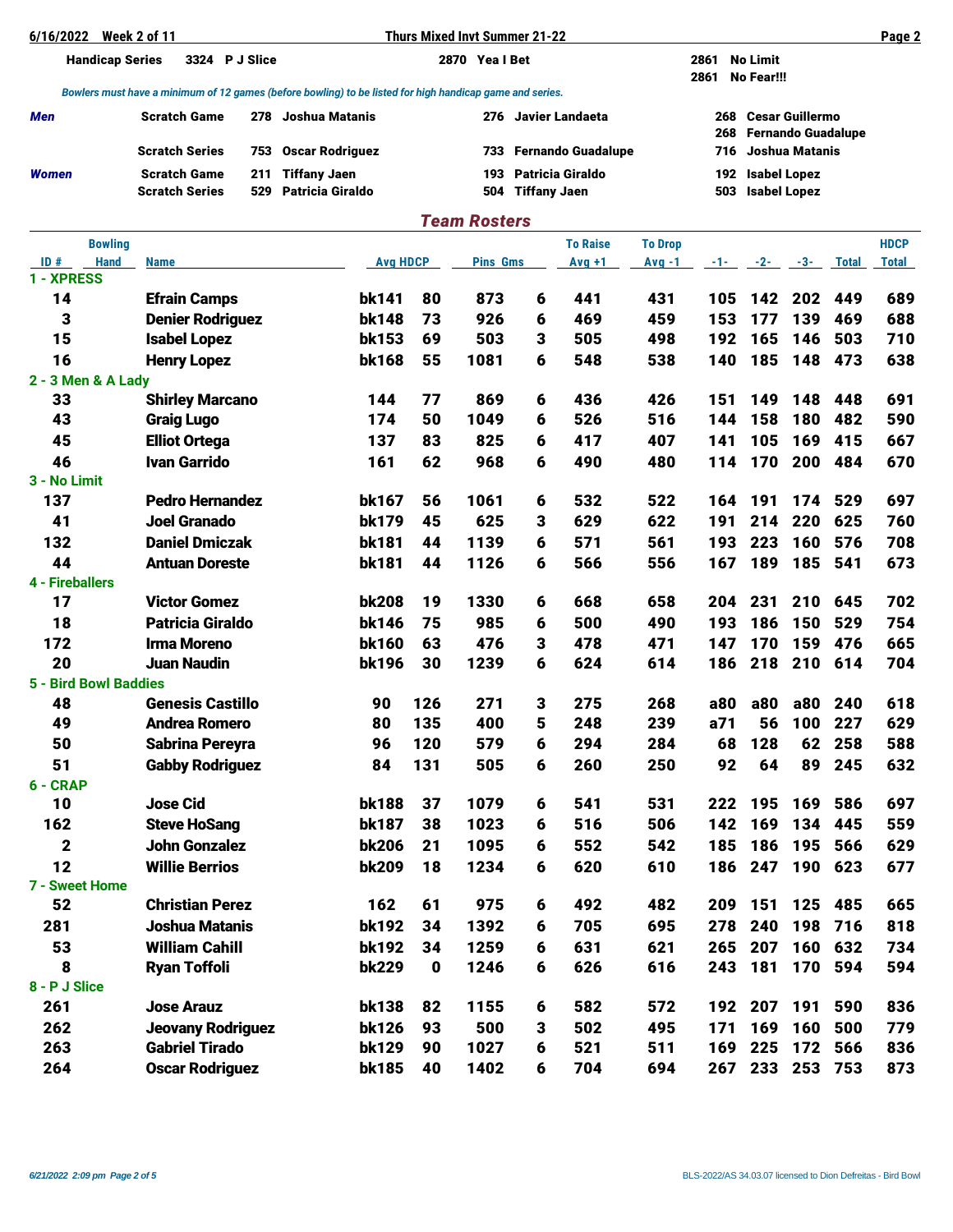6/16/2022 Week 2 of 11 — Thurs Mixed Invt Summer 21-22

| | | | |
|---|---|---|---|
| Handicap Series | 3324 P J Slice | 2870 Yea I Bet | 2861 No Limit<br>2861 No Fear!!! |

*Bowlers must have a minimum of 12 games (before bowling) to be listed for high handicap game and series.*

| | | | | |
|---|---|---|---|---|
| *Men* | Scratch Game | 278 Joshua Matanis | 276 Javier Landaeta | 268 Cesar Guillermo<br>268 Fernando Guadalupe |
| | Scratch Series | 753 Oscar Rodriguez | 733 Fernando Guadalupe | 716 Joshua Matanis |
| *Women* | Scratch Game | 211 Tiffany Jaen | 193 Patricia Giraldo | 192 Isabel Lopez |
| | Scratch Series | 529 Patricia Giraldo | 504 Tiffany Jaen | 503 Isabel Lopez |

## Team Rosters

| ID # | Bowling Hand | Name | Avg | HDCP | Pins | Gms | To Raise Avg +1 | To Drop Avg -1 | -1- | -2- | -3- | Total | HDCP Total |
|---|---|---|---|---|---|---|---|---|---|---|---|---|---|
| **1 - XPRESS** | | | | | | | | | | | | | |
| 14 | | Efrain Camps | bk141 | 80 | 873 | 6 | 441 | 431 | 105 | 142 | 202 | 449 | 689 |
| 3 | | Denier Rodriguez | bk148 | 73 | 926 | 6 | 469 | 459 | 153 | 177 | 139 | 469 | 688 |
| 15 | | Isabel Lopez | bk153 | 69 | 503 | 3 | 505 | 498 | 192 | 165 | 146 | 503 | 710 |
| 16 | | Henry Lopez | bk168 | 55 | 1081 | 6 | 548 | 538 | 140 | 185 | 148 | 473 | 638 |
| **2 - 3 Men & A Lady** | | | | | | | | | | | | | |
| 33 | | Shirley Marcano | 144 | 77 | 869 | 6 | 436 | 426 | 151 | 149 | 148 | 448 | 691 |
| 43 | | Graig Lugo | 174 | 50 | 1049 | 6 | 526 | 516 | 144 | 158 | 180 | 482 | 590 |
| 45 | | Elliot Ortega | 137 | 83 | 825 | 6 | 417 | 407 | 141 | 105 | 169 | 415 | 667 |
| 46 | | Ivan Garrido | 161 | 62 | 968 | 6 | 490 | 480 | 114 | 170 | 200 | 484 | 670 |
| **3 - No Limit** | | | | | | | | | | | | | |
| 137 | | Pedro Hernandez | bk167 | 56 | 1061 | 6 | 532 | 522 | 164 | 191 | 174 | 529 | 697 |
| 41 | | Joel Granado | bk179 | 45 | 625 | 3 | 629 | 622 | 191 | 214 | 220 | 625 | 760 |
| 132 | | Daniel Dmiczak | bk181 | 44 | 1139 | 6 | 571 | 561 | 193 | 223 | 160 | 576 | 708 |
| 44 | | Antuan Doreste | bk181 | 44 | 1126 | 6 | 566 | 556 | 167 | 189 | 185 | 541 | 673 |
| **4 - Fireballers** | | | | | | | | | | | | | |
| 17 | | Victor Gomez | bk208 | 19 | 1330 | 6 | 668 | 658 | 204 | 231 | 210 | 645 | 702 |
| 18 | | Patricia Giraldo | bk146 | 75 | 985 | 6 | 500 | 490 | 193 | 186 | 150 | 529 | 754 |
| 172 | | Irma Moreno | bk160 | 63 | 476 | 3 | 478 | 471 | 147 | 170 | 159 | 476 | 665 |
| 20 | | Juan Naudin | bk196 | 30 | 1239 | 6 | 624 | 614 | 186 | 218 | 210 | 614 | 704 |
| **5 - Bird Bowl Baddies** | | | | | | | | | | | | | |
| 48 | | Genesis Castillo | 90 | 126 | 271 | 3 | 275 | 268 | a80 | a80 | a80 | 240 | 618 |
| 49 | | Andrea Romero | 80 | 135 | 400 | 5 | 248 | 239 | a71 | 56 | 100 | 227 | 629 |
| 50 | | Sabrina Pereyra | 96 | 120 | 579 | 6 | 294 | 284 | 68 | 128 | 62 | 258 | 588 |
| 51 | | Gabby Rodriguez | 84 | 131 | 505 | 6 | 260 | 250 | 92 | 64 | 89 | 245 | 632 |
| **6 - CRAP** | | | | | | | | | | | | | |
| 10 | | Jose Cid | bk188 | 37 | 1079 | 6 | 541 | 531 | 222 | 195 | 169 | 586 | 697 |
| 162 | | Steve HoSang | bk187 | 38 | 1023 | 6 | 516 | 506 | 142 | 169 | 134 | 445 | 559 |
| 2 | | John Gonzalez | bk206 | 21 | 1095 | 6 | 552 | 542 | 185 | 186 | 195 | 566 | 629 |
| 12 | | Willie Berrios | bk209 | 18 | 1234 | 6 | 620 | 610 | 186 | 247 | 190 | 623 | 677 |
| **7 - Sweet Home** | | | | | | | | | | | | | |
| 52 | | Christian Perez | 162 | 61 | 975 | 6 | 492 | 482 | 209 | 151 | 125 | 485 | 665 |
| 281 | | Joshua Matanis | bk192 | 34 | 1392 | 6 | 705 | 695 | 278 | 240 | 198 | 716 | 818 |
| 53 | | William Cahill | bk192 | 34 | 1259 | 6 | 631 | 621 | 265 | 207 | 160 | 632 | 734 |
| 8 | | Ryan Toffoli | bk229 | 0 | 1246 | 6 | 626 | 616 | 243 | 181 | 170 | 594 | 594 |
| **8 - P J Slice** | | | | | | | | | | | | | |
| 261 | | Jose Arauz | bk138 | 82 | 1155 | 6 | 582 | 572 | 192 | 207 | 191 | 590 | 836 |
| 262 | | Jeovany Rodriguez | bk126 | 93 | 500 | 3 | 502 | 495 | 171 | 169 | 160 | 500 | 779 |
| 263 | | Gabriel Tirado | bk129 | 90 | 1027 | 6 | 521 | 511 | 169 | 225 | 172 | 566 | 836 |
| 264 | | Oscar Rodriguez | bk185 | 40 | 1402 | 6 | 704 | 694 | 267 | 233 | 253 | 753 | 873 |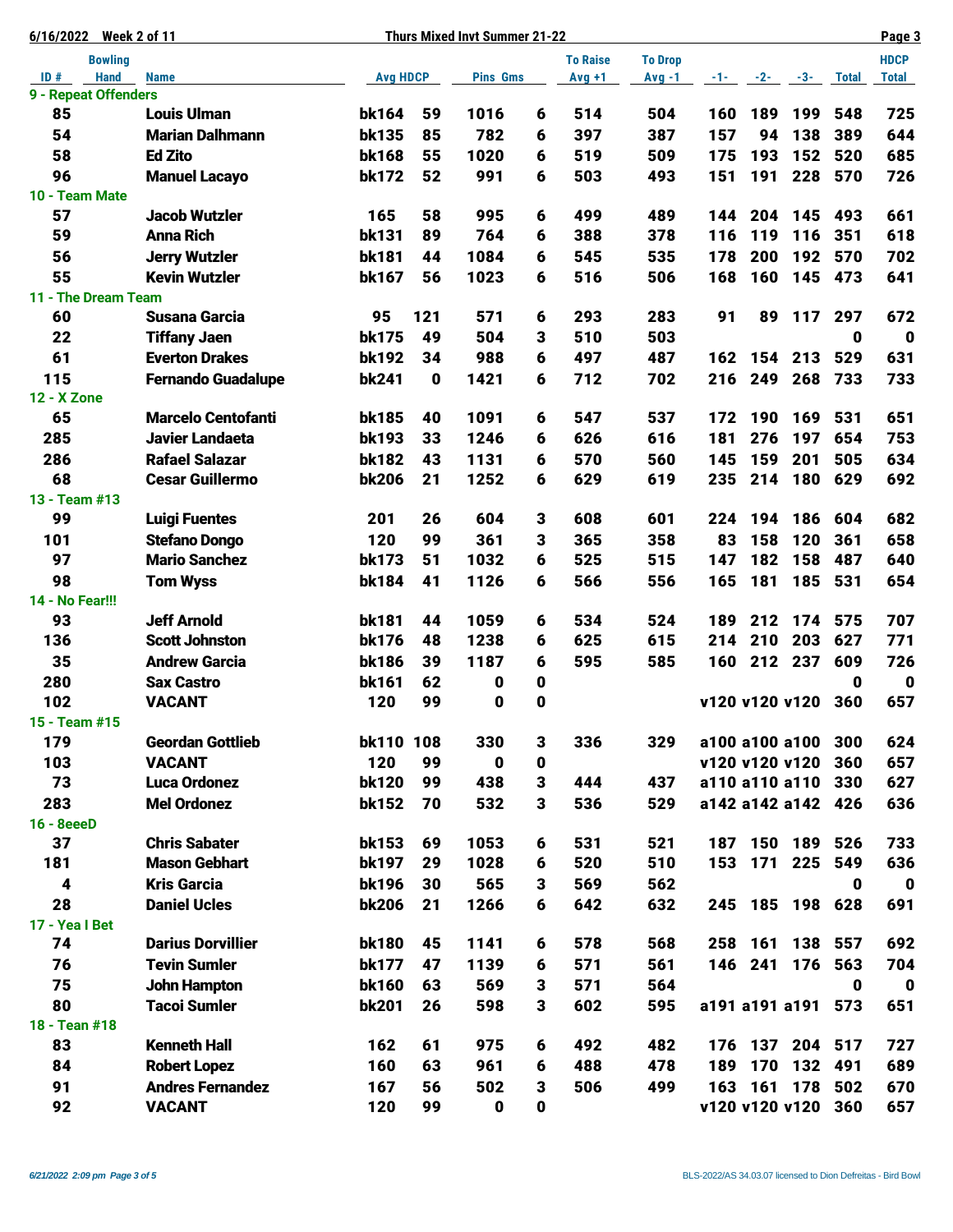**6/16/2022 Week 2 of 11** **Thurs Mixed Invt Summer 21-22**

| ID # | Bowling Hand | Name | Avg | HDCP | Pins | Gms | To Raise Avg +1 | To Drop Avg -1 | -1- | -2- | -3- | Total | HDCP Total |
|---|---|---|---|---|---|---|---|---|---|---|---|---|---|
| **9 - Repeat Offenders** | | | | | | | | | | | | | |
| 85 | | Louis Ulman | bk164 | 59 | 1016 | 6 | 514 | 504 | 160 | 189 | 199 | 548 | 725 |
| 54 | | Marian Dalhmann | bk135 | 85 | 782 | 6 | 397 | 387 | 157 | 94 | 138 | 389 | 644 |
| 58 | | Ed Zito | bk168 | 55 | 1020 | 6 | 519 | 509 | 175 | 193 | 152 | 520 | 685 |
| 96 | | Manuel Lacayo | bk172 | 52 | 991 | 6 | 503 | 493 | 151 | 191 | 228 | 570 | 726 |
| **10 - Team Mate** | | | | | | | | | | | | | |
| 57 | | Jacob Wutzler | 165 | 58 | 995 | 6 | 499 | 489 | 144 | 204 | 145 | 493 | 661 |
| 59 | | Anna Rich | bk131 | 89 | 764 | 6 | 388 | 378 | 116 | 119 | 116 | 351 | 618 |
| 56 | | Jerry Wutzler | bk181 | 44 | 1084 | 6 | 545 | 535 | 178 | 200 | 192 | 570 | 702 |
| 55 | | Kevin Wutzler | bk167 | 56 | 1023 | 6 | 516 | 506 | 168 | 160 | 145 | 473 | 641 |
| **11 - The Dream Team** | | | | | | | | | | | | | |
| 60 | | Susana Garcia | 95 | 121 | 571 | 6 | 293 | 283 | 91 | 89 | 117 | 297 | 672 |
| 22 | | Tiffany Jaen | bk175 | 49 | 504 | 3 | 510 | 503 | | | | 0 | 0 |
| 61 | | Everton Drakes | bk192 | 34 | 988 | 6 | 497 | 487 | 162 | 154 | 213 | 529 | 631 |
| 115 | | Fernando Guadalupe | bk241 | 0 | 1421 | 6 | 712 | 702 | 216 | 249 | 268 | 733 | 733 |
| **12 - X Zone** | | | | | | | | | | | | | |
| 65 | | Marcelo Centofanti | bk185 | 40 | 1091 | 6 | 547 | 537 | 172 | 190 | 169 | 531 | 651 |
| 285 | | Javier Landaeta | bk193 | 33 | 1246 | 6 | 626 | 616 | 181 | 276 | 197 | 654 | 753 |
| 286 | | Rafael Salazar | bk182 | 43 | 1131 | 6 | 570 | 560 | 145 | 159 | 201 | 505 | 634 |
| 68 | | Cesar Guillermo | bk206 | 21 | 1252 | 6 | 629 | 619 | 235 | 214 | 180 | 629 | 692 |
| **13 - Team #13** | | | | | | | | | | | | | |
| 99 | | Luigi Fuentes | 201 | 26 | 604 | 3 | 608 | 601 | 224 | 194 | 186 | 604 | 682 |
| 101 | | Stefano Dongo | 120 | 99 | 361 | 3 | 365 | 358 | 83 | 158 | 120 | 361 | 658 |
| 97 | | Mario Sanchez | bk173 | 51 | 1032 | 6 | 525 | 515 | 147 | 182 | 158 | 487 | 640 |
| 98 | | Tom Wyss | bk184 | 41 | 1126 | 6 | 566 | 556 | 165 | 181 | 185 | 531 | 654 |
| **14 - No Fear!!!** | | | | | | | | | | | | | |
| 93 | | Jeff Arnold | bk181 | 44 | 1059 | 6 | 534 | 524 | 189 | 212 | 174 | 575 | 707 |
| 136 | | Scott Johnston | bk176 | 48 | 1238 | 6 | 625 | 615 | 214 | 210 | 203 | 627 | 771 |
| 35 | | Andrew Garcia | bk186 | 39 | 1187 | 6 | 595 | 585 | 160 | 212 | 237 | 609 | 726 |
| 280 | | Sax Castro | bk161 | 62 | 0 | 0 | | | | | | 0 | 0 |
| 102 | | VACANT | 120 | 99 | 0 | 0 | | | v120 | v120 | v120 | 360 | 657 |
| **15 - Team #15** | | | | | | | | | | | | | |
| 179 | | Geordan Gottlieb | bk110 | 108 | 330 | 3 | 336 | 329 | a100 | a100 | a100 | 300 | 624 |
| 103 | | VACANT | 120 | 99 | 0 | 0 | | | v120 | v120 | v120 | 360 | 657 |
| 73 | | Luca Ordonez | bk120 | 99 | 438 | 3 | 444 | 437 | a110 | a110 | a110 | 330 | 627 |
| 283 | | Mel Ordonez | bk152 | 70 | 532 | 3 | 536 | 529 | a142 | a142 | a142 | 426 | 636 |
| **16 - 8eeeD** | | | | | | | | | | | | | |
| 37 | | Chris Sabater | bk153 | 69 | 1053 | 6 | 531 | 521 | 187 | 150 | 189 | 526 | 733 |
| 181 | | Mason Gebhart | bk197 | 29 | 1028 | 6 | 520 | 510 | 153 | 171 | 225 | 549 | 636 |
| 4 | | Kris Garcia | bk196 | 30 | 565 | 3 | 569 | 562 | | | | 0 | 0 |
| 28 | | Daniel Ucles | bk206 | 21 | 1266 | 6 | 642 | 632 | 245 | 185 | 198 | 628 | 691 |
| **17 - Yea I Bet** | | | | | | | | | | | | | |
| 74 | | Darius Dorvillier | bk180 | 45 | 1141 | 6 | 578 | 568 | 258 | 161 | 138 | 557 | 692 |
| 76 | | Tevin Sumler | bk177 | 47 | 1139 | 6 | 571 | 561 | 146 | 241 | 176 | 563 | 704 |
| 75 | | John Hampton | bk160 | 63 | 569 | 3 | 571 | 564 | | | | 0 | 0 |
| 80 | | Tacoi Sumler | bk201 | 26 | 598 | 3 | 602 | 595 | a191 | a191 | a191 | 573 | 651 |
| **18 - Tean #18** | | | | | | | | | | | | | |
| 83 | | Kenneth Hall | 162 | 61 | 975 | 6 | 492 | 482 | 176 | 137 | 204 | 517 | 727 |
| 84 | | Robert Lopez | 160 | 63 | 961 | 6 | 488 | 478 | 189 | 170 | 132 | 491 | 689 |
| 91 | | Andres Fernandez | 167 | 56 | 502 | 3 | 506 | 499 | 163 | 161 | 178 | 502 | 670 |
| 92 | | VACANT | 120 | 99 | 0 | 0 | | | v120 | v120 | v120 | 360 | 657 |

*6/21/2022 2:09 pm* BLS-2022/AS 34.03.07 licensed to Dion Defreitas - Bird Bowl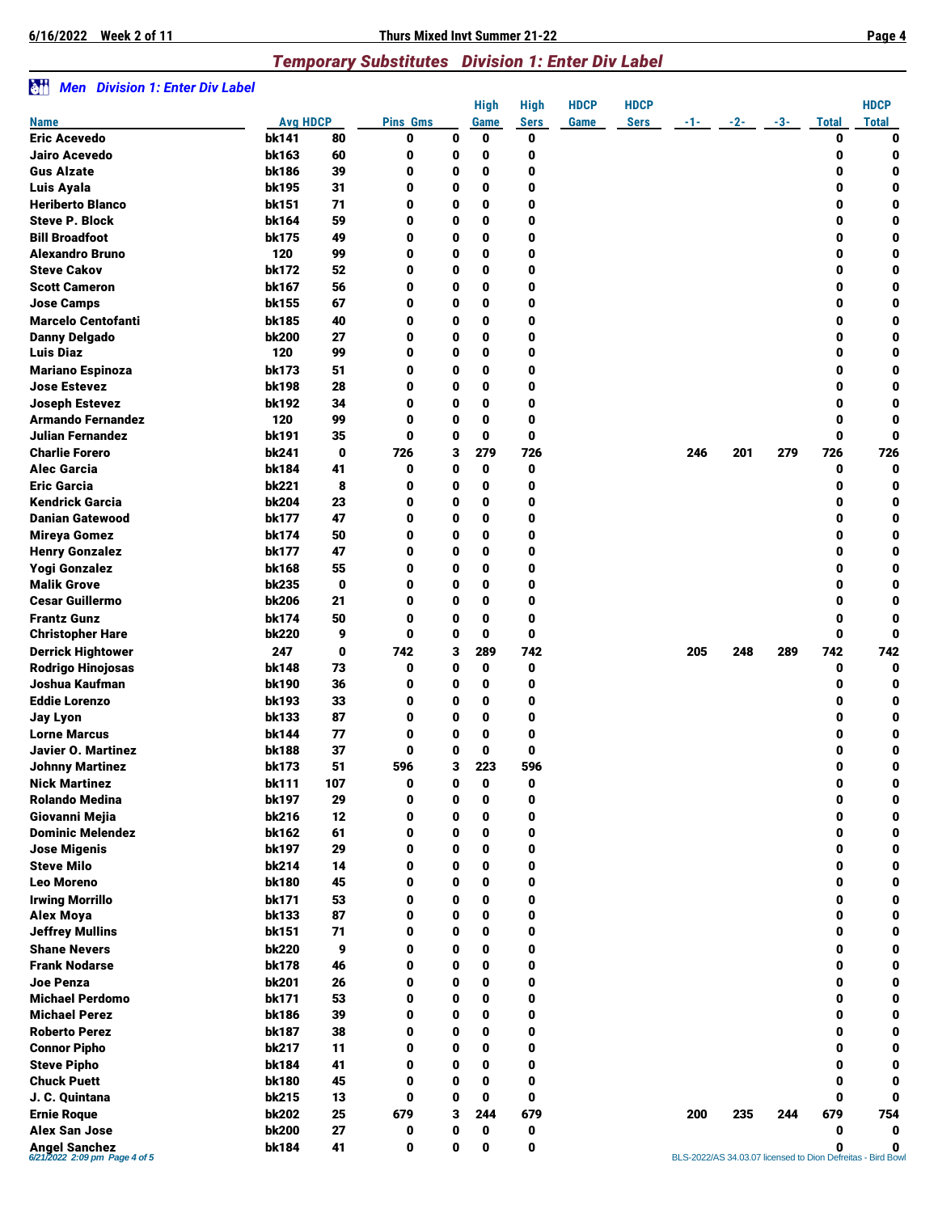## *Temporary Substitutes Division 1: Enter Div Label*

### *Men Division 1: Enter Div Label*

| Name | Avg | HDCP | Pins | Gms | High Game | High Sers | HDCP Game | HDCP Sers | -1- | -2- | -3- | Total | HDCP Total |
|---|---|---|---|---|---|---|---|---|---|---|---|---|---|
| Eric Acevedo | bk141 | 80 | 0 | 0 | 0 | 0 | | | | | | 0 | 0 |
| Jairo Acevedo | bk163 | 60 | 0 | 0 | 0 | 0 | | | | | | 0 | 0 |
| Gus Alzate | bk186 | 39 | 0 | 0 | 0 | 0 | | | | | | 0 | 0 |
| Luis Ayala | bk195 | 31 | 0 | 0 | 0 | 0 | | | | | | 0 | 0 |
| Heriberto Blanco | bk151 | 71 | 0 | 0 | 0 | 0 | | | | | | 0 | 0 |
| Steve P. Block | bk164 | 59 | 0 | 0 | 0 | 0 | | | | | | 0 | 0 |
| Bill Broadfoot | bk175 | 49 | 0 | 0 | 0 | 0 | | | | | | 0 | 0 |
| Alexandro Bruno | 120 | 99 | 0 | 0 | 0 | 0 | | | | | | 0 | 0 |
| Steve Cakov | bk172 | 52 | 0 | 0 | 0 | 0 | | | | | | 0 | 0 |
| Scott Cameron | bk167 | 56 | 0 | 0 | 0 | 0 | | | | | | 0 | 0 |
| Jose Camps | bk155 | 67 | 0 | 0 | 0 | 0 | | | | | | 0 | 0 |
| Marcelo Centofanti | bk185 | 40 | 0 | 0 | 0 | 0 | | | | | | 0 | 0 |
| Danny Delgado | bk200 | 27 | 0 | 0 | 0 | 0 | | | | | | 0 | 0 |
| Luis Diaz | 120 | 99 | 0 | 0 | 0 | 0 | | | | | | 0 | 0 |
| Mariano Espinoza | bk173 | 51 | 0 | 0 | 0 | 0 | | | | | | 0 | 0 |
| Jose Estevez | bk198 | 28 | 0 | 0 | 0 | 0 | | | | | | 0 | 0 |
| Joseph Estevez | bk192 | 34 | 0 | 0 | 0 | 0 | | | | | | 0 | 0 |
| Armando Fernandez | 120 | 99 | 0 | 0 | 0 | 0 | | | | | | 0 | 0 |
| Julian Fernandez | bk191 | 35 | 0 | 0 | 0 | 0 | | | | | | 0 | 0 |
| Charlie Forero | bk241 | 0 | 726 | 3 | 279 | 726 | | | 246 | 201 | 279 | 726 | 726 |
| Alec Garcia | bk184 | 41 | 0 | 0 | 0 | 0 | | | | | | 0 | 0 |
| Eric Garcia | bk221 | 8 | 0 | 0 | 0 | 0 | | | | | | 0 | 0 |
| Kendrick Garcia | bk204 | 23 | 0 | 0 | 0 | 0 | | | | | | 0 | 0 |
| Danian Gatewood | bk177 | 47 | 0 | 0 | 0 | 0 | | | | | | 0 | 0 |
| Mireya Gomez | bk174 | 50 | 0 | 0 | 0 | 0 | | | | | | 0 | 0 |
| Henry Gonzalez | bk177 | 47 | 0 | 0 | 0 | 0 | | | | | | 0 | 0 |
| Yogi Gonzalez | bk168 | 55 | 0 | 0 | 0 | 0 | | | | | | 0 | 0 |
| Malik Grove | bk235 | 0 | 0 | 0 | 0 | 0 | | | | | | 0 | 0 |
| Cesar Guillermo | bk206 | 21 | 0 | 0 | 0 | 0 | | | | | | 0 | 0 |
| Frantz Gunz | bk174 | 50 | 0 | 0 | 0 | 0 | | | | | | 0 | 0 |
| Christopher Hare | bk220 | 9 | 0 | 0 | 0 | 0 | | | | | | 0 | 0 |
| Derrick Hightower | 247 | 0 | 742 | 3 | 289 | 742 | | | 205 | 248 | 289 | 742 | 742 |
| Rodrigo Hinojosas | bk148 | 73 | 0 | 0 | 0 | 0 | | | | | | 0 | 0 |
| Joshua Kaufman | bk190 | 36 | 0 | 0 | 0 | 0 | | | | | | 0 | 0 |
| Eddie Lorenzo | bk193 | 33 | 0 | 0 | 0 | 0 | | | | | | 0 | 0 |
| Jay Lyon | bk133 | 87 | 0 | 0 | 0 | 0 | | | | | | 0 | 0 |
| Lorne Marcus | bk144 | 77 | 0 | 0 | 0 | 0 | | | | | | 0 | 0 |
| Javier O. Martinez | bk188 | 37 | 0 | 0 | 0 | 0 | | | | | | 0 | 0 |
| Johnny Martinez | bk173 | 51 | 596 | 3 | 223 | 596 | | | | | | 0 | 0 |
| Nick Martinez | bk111 | 107 | 0 | 0 | 0 | 0 | | | | | | 0 | 0 |
| Rolando Medina | bk197 | 29 | 0 | 0 | 0 | 0 | | | | | | 0 | 0 |
| Giovanni Mejia | bk216 | 12 | 0 | 0 | 0 | 0 | | | | | | 0 | 0 |
| Dominic Melendez | bk162 | 61 | 0 | 0 | 0 | 0 | | | | | | 0 | 0 |
| Jose Migenis | bk197 | 29 | 0 | 0 | 0 | 0 | | | | | | 0 | 0 |
| Steve Milo | bk214 | 14 | 0 | 0 | 0 | 0 | | | | | | 0 | 0 |
| Leo Moreno | bk180 | 45 | 0 | 0 | 0 | 0 | | | | | | 0 | 0 |
| Irwing Morrillo | bk171 | 53 | 0 | 0 | 0 | 0 | | | | | | 0 | 0 |
| Alex Moya | bk133 | 87 | 0 | 0 | 0 | 0 | | | | | | 0 | 0 |
| Jeffrey Mullins | bk151 | 71 | 0 | 0 | 0 | 0 | | | | | | 0 | 0 |
| Shane Nevers | bk220 | 9 | 0 | 0 | 0 | 0 | | | | | | 0 | 0 |
| Frank Nodarse | bk178 | 46 | 0 | 0 | 0 | 0 | | | | | | 0 | 0 |
| Joe Penza | bk201 | 26 | 0 | 0 | 0 | 0 | | | | | | 0 | 0 |
| Michael Perdomo | bk171 | 53 | 0 | 0 | 0 | 0 | | | | | | 0 | 0 |
| Michael Perez | bk186 | 39 | 0 | 0 | 0 | 0 | | | | | | 0 | 0 |
| Roberto Perez | bk187 | 38 | 0 | 0 | 0 | 0 | | | | | | 0 | 0 |
| Connor Pipho | bk217 | 11 | 0 | 0 | 0 | 0 | | | | | | 0 | 0 |
| Steve Pipho | bk184 | 41 | 0 | 0 | 0 | 0 | | | | | | 0 | 0 |
| Chuck Puett | bk180 | 45 | 0 | 0 | 0 | 0 | | | | | | 0 | 0 |
| J. C. Quintana | bk215 | 13 | 0 | 0 | 0 | 0 | | | | | | 0 | 0 |
| Ernie Roque | bk202 | 25 | 679 | 3 | 244 | 679 | | | 200 | 235 | 244 | 679 | 754 |
| Alex San Jose | bk200 | 27 | 0 | 0 | 0 | 0 | | | | | | 0 | 0 |
| Angel Sanchez | bk184 | 41 | 0 | 0 | 0 | 0 | | | | | | 0 | 0 |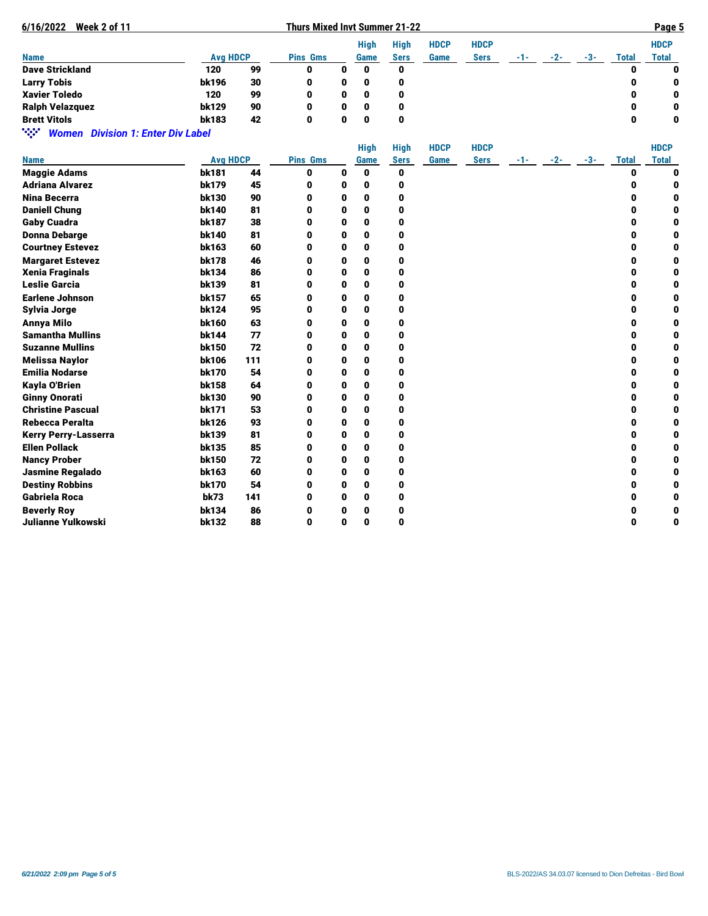| Name | Avg | HDCP | Pins | Gms | High Game | High Sers | HDCP Game | HDCP Sers | -1- | -2- | -3- | Total | HDCP Total |
|---|---|---|---|---|---|---|---|---|---|---|---|---|---|
| Dave Strickland | 120 | 99 | 0 | 0 | 0 | 0 | | | | | | 0 | 0 |
| Larry Tobis | bk196 | 30 | 0 | 0 | 0 | 0 | | | | | | 0 | 0 |
| Xavier Toledo | 120 | 99 | 0 | 0 | 0 | 0 | | | | | | 0 | 0 |
| Ralph Velazquez | bk129 | 90 | 0 | 0 | 0 | 0 | | | | | | 0 | 0 |
| Brett Vitols | bk183 | 42 | 0 | 0 | 0 | 0 | | | | | | 0 | 0 |

### *Women Division 1: Enter Div Label*

| Name | Avg | HDCP | Pins | Gms | High Game | High Sers | HDCP Game | HDCP Sers | -1- | -2- | -3- | Total | HDCP Total |
|---|---|---|---|---|---|---|---|---|---|---|---|---|---|
| Maggie Adams | bk181 | 44 | 0 | 0 | 0 | 0 | | | | | | 0 | 0 |
| Adriana Alvarez | bk179 | 45 | 0 | 0 | 0 | 0 | | | | | | 0 | 0 |
| Nina Becerra | bk130 | 90 | 0 | 0 | 0 | 0 | | | | | | 0 | 0 |
| Daniell Chung | bk140 | 81 | 0 | 0 | 0 | 0 | | | | | | 0 | 0 |
| Gaby Cuadra | bk187 | 38 | 0 | 0 | 0 | 0 | | | | | | 0 | 0 |
| Donna Debarge | bk140 | 81 | 0 | 0 | 0 | 0 | | | | | | 0 | 0 |
| Courtney Estevez | bk163 | 60 | 0 | 0 | 0 | 0 | | | | | | 0 | 0 |
| Margaret Estevez | bk178 | 46 | 0 | 0 | 0 | 0 | | | | | | 0 | 0 |
| Xenia Fraginals | bk134 | 86 | 0 | 0 | 0 | 0 | | | | | | 0 | 0 |
| Leslie Garcia | bk139 | 81 | 0 | 0 | 0 | 0 | | | | | | 0 | 0 |
| Earlene Johnson | bk157 | 65 | 0 | 0 | 0 | 0 | | | | | | 0 | 0 |
| Sylvia Jorge | bk124 | 95 | 0 | 0 | 0 | 0 | | | | | | 0 | 0 |
| Annya Milo | bk160 | 63 | 0 | 0 | 0 | 0 | | | | | | 0 | 0 |
| Samantha Mullins | bk144 | 77 | 0 | 0 | 0 | 0 | | | | | | 0 | 0 |
| Suzanne Mullins | bk150 | 72 | 0 | 0 | 0 | 0 | | | | | | 0 | 0 |
| Melissa Naylor | bk106 | 111 | 0 | 0 | 0 | 0 | | | | | | 0 | 0 |
| Emilia Nodarse | bk170 | 54 | 0 | 0 | 0 | 0 | | | | | | 0 | 0 |
| Kayla O'Brien | bk158 | 64 | 0 | 0 | 0 | 0 | | | | | | 0 | 0 |
| Ginny Onorati | bk130 | 90 | 0 | 0 | 0 | 0 | | | | | | 0 | 0 |
| Christine Pascual | bk171 | 53 | 0 | 0 | 0 | 0 | | | | | | 0 | 0 |
| Rebecca Peralta | bk126 | 93 | 0 | 0 | 0 | 0 | | | | | | 0 | 0 |
| Kerry Perry-Lasserra | bk139 | 81 | 0 | 0 | 0 | 0 | | | | | | 0 | 0 |
| Ellen Pollack | bk135 | 85 | 0 | 0 | 0 | 0 | | | | | | 0 | 0 |
| Nancy Prober | bk150 | 72 | 0 | 0 | 0 | 0 | | | | | | 0 | 0 |
| Jasmine Regalado | bk163 | 60 | 0 | 0 | 0 | 0 | | | | | | 0 | 0 |
| Destiny Robbins | bk170 | 54 | 0 | 0 | 0 | 0 | | | | | | 0 | 0 |
| Gabriela Roca | bk73 | 141 | 0 | 0 | 0 | 0 | | | | | | 0 | 0 |
| Beverly Roy | bk134 | 86 | 0 | 0 | 0 | 0 | | | | | | 0 | 0 |
| Julianne Yulkowski | bk132 | 88 | 0 | 0 | 0 | 0 | | | | | | 0 | 0 |